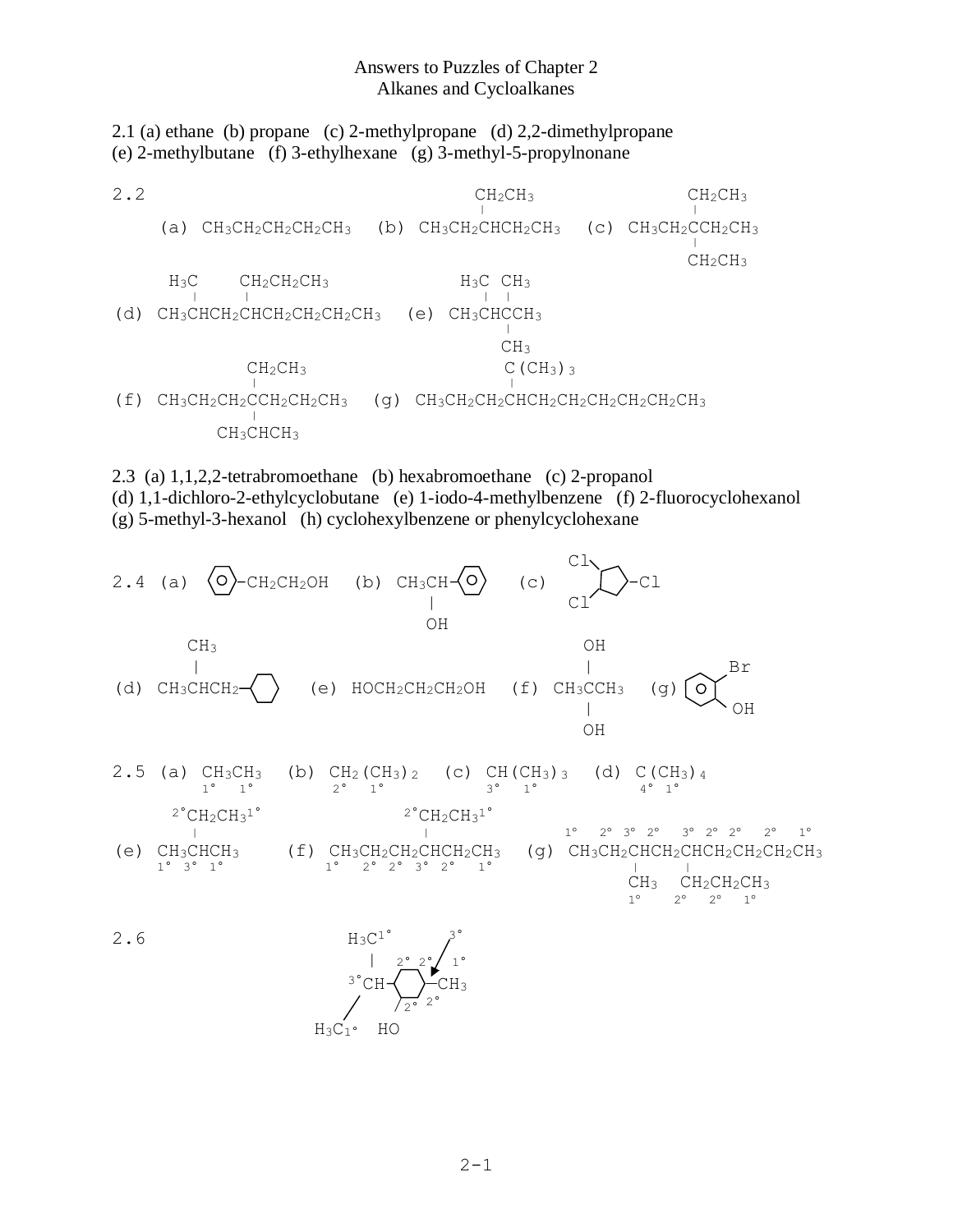# Answers to Puzzles of Chapter 2
## Alkanes and Cycloalkanes

2.1 (a) ethane (b) propane (c) 2-methylpropane (d) 2,2-dimethylpropane
(e) 2-methylbutane (f) 3-ethylhexane (g) 3-methyl-5-propylnonane

2.2

```
                                   CH2CH3              CH2CH3
                                   |                   |
    (a) CH3CH2CH2CH2CH3  (b) CH3CH2CHCH2CH3  (c) CH3CH2CCH2CH3
                                                       |
                                                       CH2CH3

     H3C    CH2CH2CH3              H3C CH3
      |     |                       |  |
(d) CH3CHCH2CHCH2CH2CH2CH3   (e) CH3CHCCH3
                                       |
                                       CH3

              CH2CH3                   C(CH3)3
              |                        |
(f) CH3CH2CH2CCH2CH2CH3  (g) CH3CH2CH2CHCH2CH2CH2CH2CH2CH3
              |
          CH3CHCH3
```

2.3 (a) 1,1,2,2-tetrabromoethane (b) hexabromoethane (c) 2-propanol
(d) 1,1-dichloro-2-ethylcyclobutane (e) 1-iodo-4-methylbenzene (f) 2-fluorocyclohexanol
(g) 5-methyl-3-hexanol (h) cyclohexylbenzene or phenylcyclohexane

2.4

```
                                                        Cl
2.4 (a) (benzene)-CH2CH2OH   (b) CH3CH-(benzene)   (c)    (cyclopentane)-Cl
                                     |                  Cl
                                     OH

      CH3                                           OH
      |                                             |              Br
(d) CH3CHCH2-(cyclohexane)   (e) HOCH2CH2CH2OH  (f) CH3CCH3  (g) (benzene)
                                                    |              OH
                                                    OH
```

2.5

```
2.5 (a) CH3CH3   (b) CH2(CH3)2   (c) CH(CH3)3   (d) C(CH3)4
         1°  1°        2°   1°         3°   1°        4° 1°

     2°CH2CH3 1°              2°CH2CH3 1°            1°  2° 3° 2°  3° 2° 2°  2°  1°
       |                        |
(e) CH3CHCH3      (f) CH3CH2CH2CHCH2CH3    (g) CH3CH2CHCH2CHCH2CH2CH2CH3
    1° 3° 1°           1°  2° 2° 3° 2°  1°               |    |
                                                        CH3  CH2CH2CH3
                                                        1°    2°  2°  1°
```

2.6

```
                 H3C 1°        3°
                  |   2° 2°  ↙ 1°
             3° CH-(cyclohexane)-CH3
                /        2°  2°
           H3C 1°   HO
```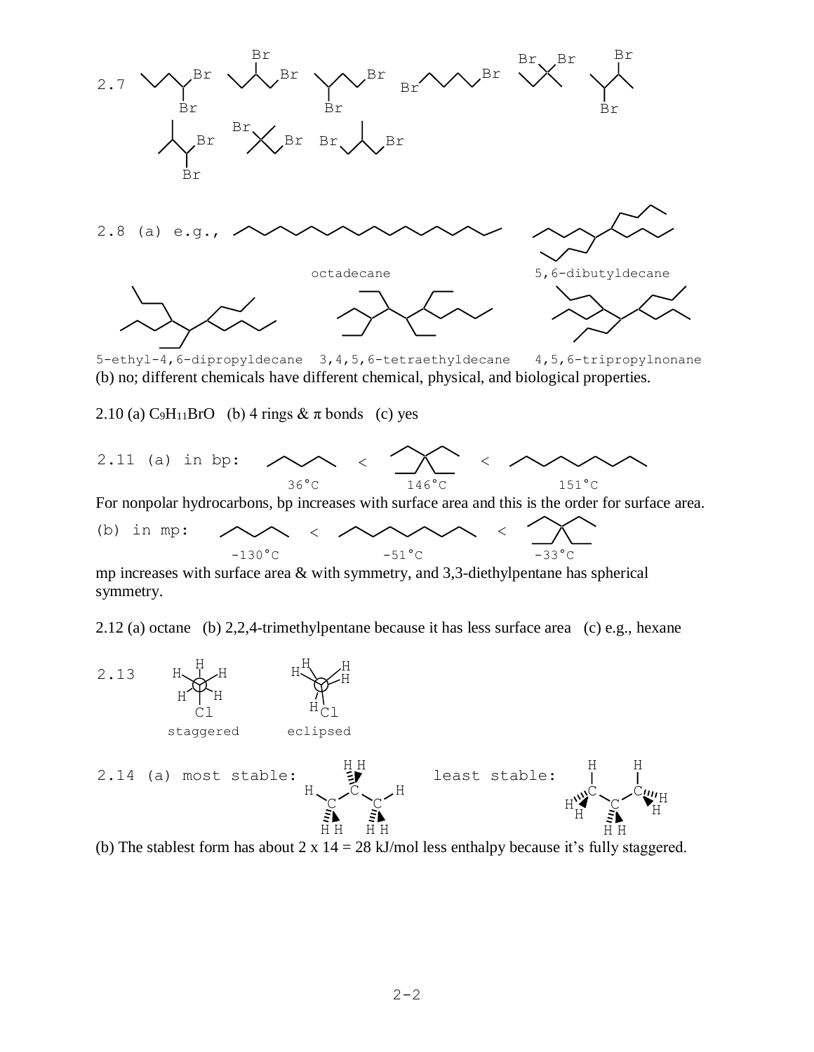2.7

2.8 (a) e.g.,

octadecane    5,6-dibutyldecane

5-ethyl-4,6-dipropyldecane    3,4,5,6-tetraethyldecane    4,5,6-tripropylnonane

(b) no; different chemicals have different chemical, physical, and biological properties.

2.10 (a) $C_9H_{11}BrO$   (b) 4 rings & π bonds   (c) yes

2.11 (a) in bp: < <

36°C    146°C    151°C

For nonpolar hydrocarbons, bp increases with surface area and this is the order for surface area.

(b) in mp: < <

-130°C    -51°C    -33°C

mp increases with surface area & with symmetry, and 3,3-diethylpentane has spherical symmetry.

2.12 (a) octane   (b) 2,2,4-trimethylpentane because it has less surface area   (c) e.g., hexane

2.13

staggered    eclipsed

2.14 (a) most stable:    least stable:

(b) The stablest form has about 2 x 14 = 28 kJ/mol less enthalpy because it's fully staggered.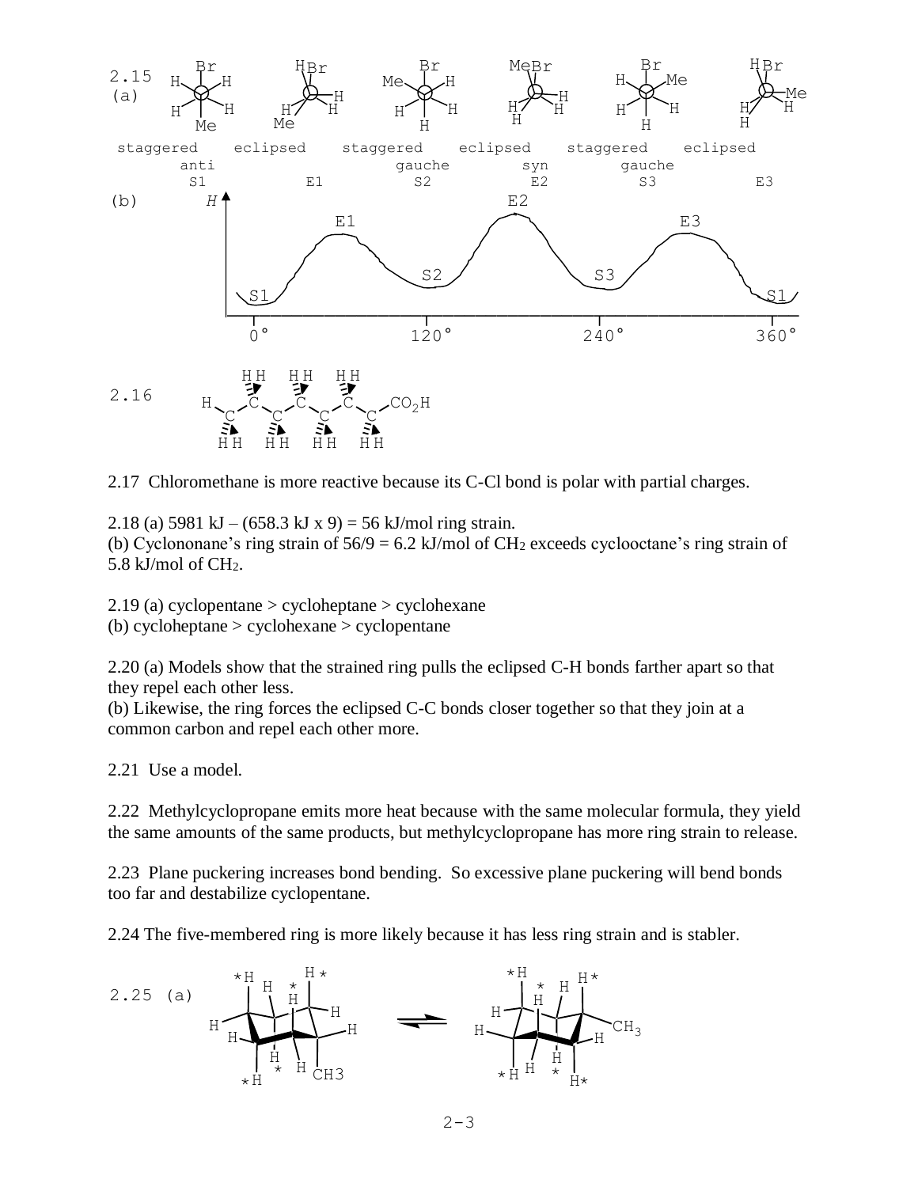2.15 (a)

| staggered | eclipsed | staggered | eclipsed | staggered | eclipsed |
|---|---|---|---|---|---|
| anti | | gauche | syn | gauche | |
| S1 | E1 | S2 | E2 | S3 | E3 |

(b)

2.16

2.17 Chloromethane is more reactive because its C-Cl bond is polar with partial charges.

2.18 (a) 5981 kJ – (658.3 kJ x 9) = 56 kJ/mol ring strain.
(b) Cyclononane's ring strain of 56/9 = 6.2 kJ/mol of $CH_2$ exceeds cyclooctane's ring strain of 5.8 kJ/mol of $CH_2$.

2.19 (a) cyclopentane > cycloheptane > cyclohexane
(b) cycloheptane > cyclohexane > cyclopentane

2.20 (a) Models show that the strained ring pulls the eclipsed C-H bonds farther apart so that they repel each other less.
(b) Likewise, the ring forces the eclipsed C-C bonds closer together so that they join at a common carbon and repel each other more.

2.21 Use a model.

2.22 Methylcyclopropane emits more heat because with the same molecular formula, they yield the same amounts of the same products, but methylcyclopropane has more ring strain to release.

2.23 Plane puckering increases bond bending. So excessive plane puckering will bend bonds too far and destabilize cyclopentane.

2.24 The five-membered ring is more likely because it has less ring strain and is stabler.

2.25 (a)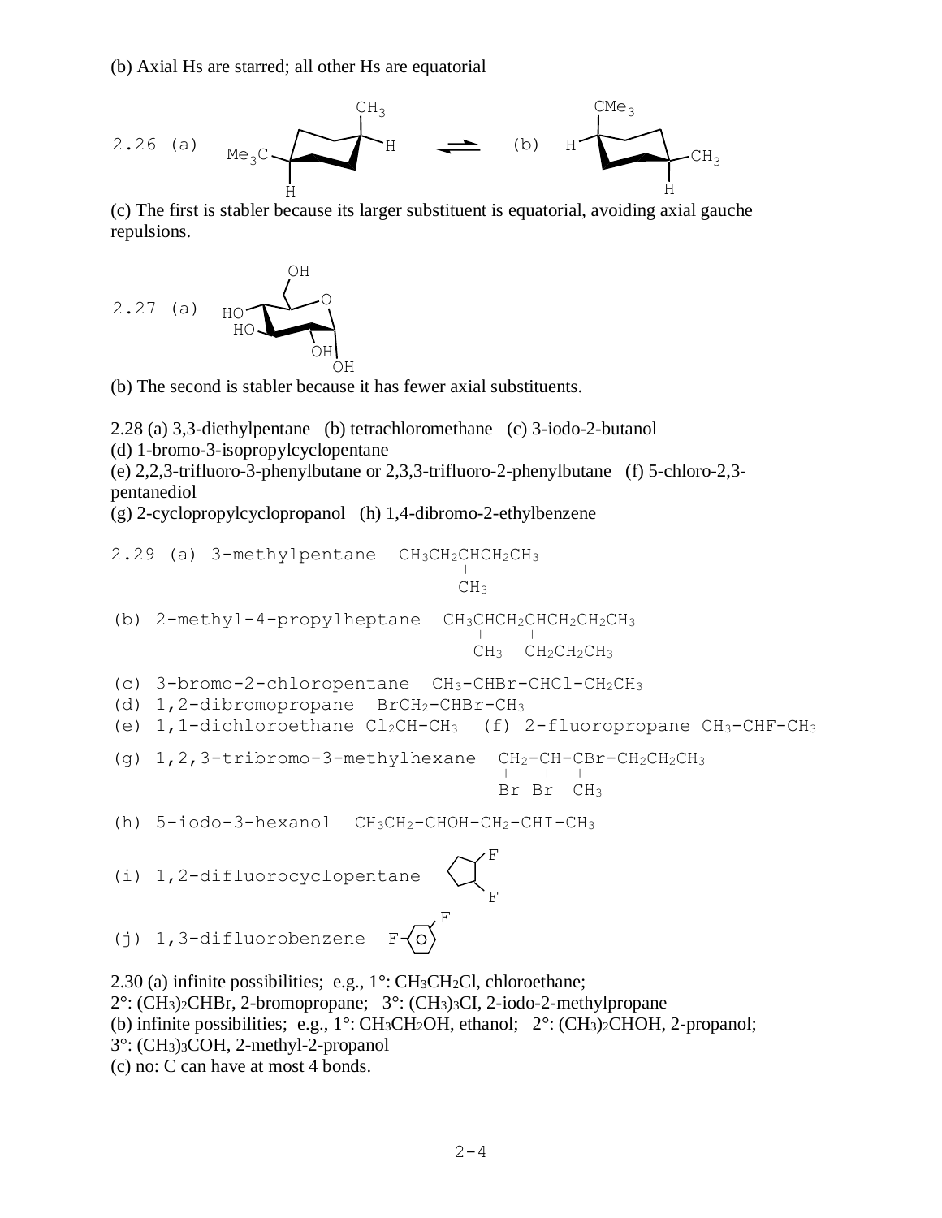(b) Axial Hs are starred; all other Hs are equatorial

2.26 (a) [chair structure with $Me_3C$, $CH_3$, H, H] ⇌ (b) [chair structure with $CMe_3$, $CH_3$, H, H]

(c) The first is stabler because its larger substituent is equatorial, avoiding axial gauche repulsions.

2.27 (a) [chair structure with OH, O, HO, HO, OH, OH]

(b) The second is stabler because it has fewer axial substituents.

2.28 (a) 3,3-diethylpentane (b) tetrachloromethane (c) 3-iodo-2-butanol
(d) 1-bromo-3-isopropylcyclopentane
(e) 2,2,3-trifluoro-3-phenylbutane or 2,3,3-trifluoro-2-phenylbutane (f) 5-chloro-2,3-pentanediol
(g) 2-cyclopropylcyclopropanol (h) 1,4-dibromo-2-ethylbenzene

2.29 (a) 3-methylpentane $CH_3CH_2CH(CH_3)CH_2CH_3$

(b) 2-methyl-4-propylheptane $CH_3CH(CH_3)CH_2CH(CH_2CH_2CH_3)CH_2CH_2CH_3$

(c) 3-bromo-2-chloropentane $CH_3$-CHBr-CHCl-$CH_2CH_3$

(d) 1,2-dibromopropane $BrCH_2$-CHBr-$CH_3$

(e) 1,1-dichloroethane $Cl_2CH$-$CH_3$ (f) 2-fluoropropane $CH_3$-CHF-$CH_3$

(g) 1,2,3-tribromo-3-methylhexane $CH_2(Br)$-CH(Br)-CBr($CH_3$)-$CH_2CH_2CH_3$

(h) 5-iodo-3-hexanol $CH_3CH_2$-CHOH-$CH_2$-CHI-$CH_3$

(i) 1,2-difluorocyclopentane [cyclopentane ring with two F]

(j) 1,3-difluorobenzene [benzene ring with two F]

2.30 (a) infinite possibilities; e.g., 1°: $CH_3CH_2Cl$, chloroethane;
2°: $(CH_3)_2CHBr$, 2-bromopropane; 3°: $(CH_3)_3CI$, 2-iodo-2-methylpropane
(b) infinite possibilities; e.g., 1°: $CH_3CH_2OH$, ethanol; 2°: $(CH_3)_2CHOH$, 2-propanol;
3°: $(CH_3)_3COH$, 2-methyl-2-propanol
(c) no: C can have at most 4 bonds.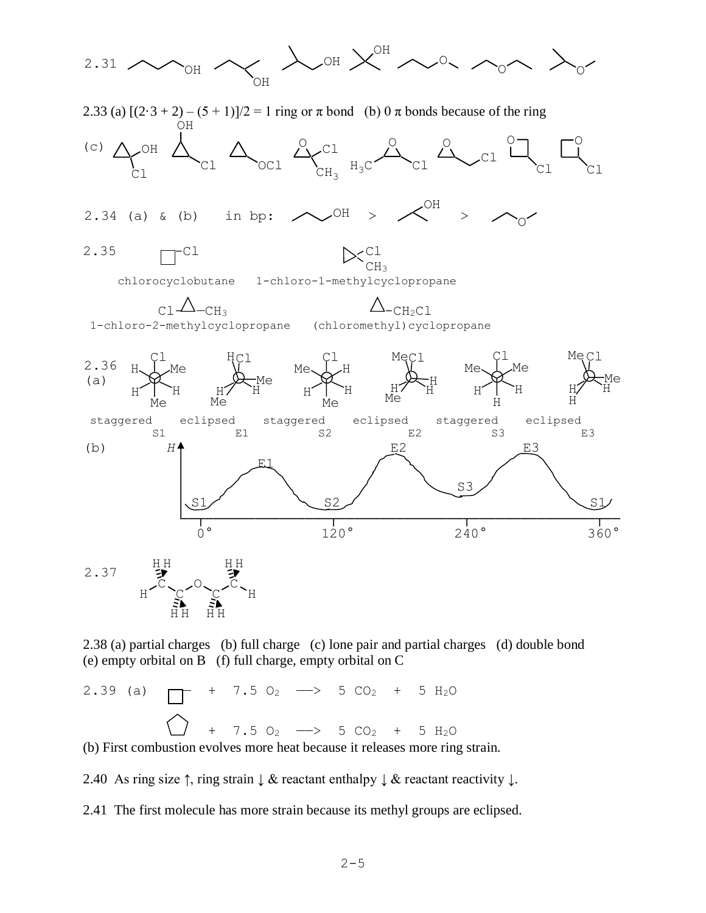2.31

2.33 (a) $[(2\cdot3 + 2) - (5 + 1)]/2 = 1$ ring or π bond (b) 0 π bonds because of the ring

(c)

2.34 (a) & (b) in bp: > >

2.35

chlorocyclobutane 1-chloro-1-methylcyclopropane

1-chloro-2-methylcyclopropane (chloromethyl)cyclopropane

2.36 (a)

staggered S1 eclipsed E1 staggered S2 eclipsed E2 staggered S3 eclipsed E3

(b)

2.37

2.38 (a) partial charges (b) full charge (c) lone pair and partial charges (d) double bond (e) empty orbital on B (f) full charge, empty orbital on C

2.39 (a) + 7.5 $O_2$ ⟶ 5 $CO_2$ + 5 $H_2O$

+ 7.5 $O_2$ ⟶ 5 $CO_2$ + 5 $H_2O$

(b) First combustion evolves more heat because it releases more ring strain.

2.40 As ring size ↑, ring strain ↓ & reactant enthalpy ↓ & reactant reactivity ↓.

2.41 The first molecule has more strain because its methyl groups are eclipsed.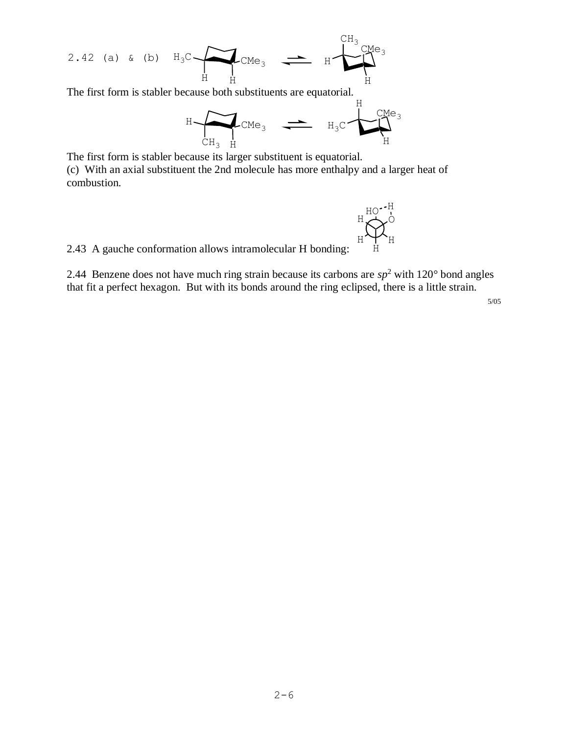2.42 (a) & (b)

The first form is stabler because both substituents are equatorial.

The first form is stabler because its larger substituent is equatorial.

(c) With an axial substituent the 2nd molecule has more enthalpy and a larger heat of combustion.

2.43 A gauche conformation allows intramolecular H bonding:

2.44 Benzene does not have much ring strain because its carbons are $sp^2$ with 120° bond angles that fit a perfect hexagon. But with its bonds around the ring eclipsed, there is a little strain.

5/05